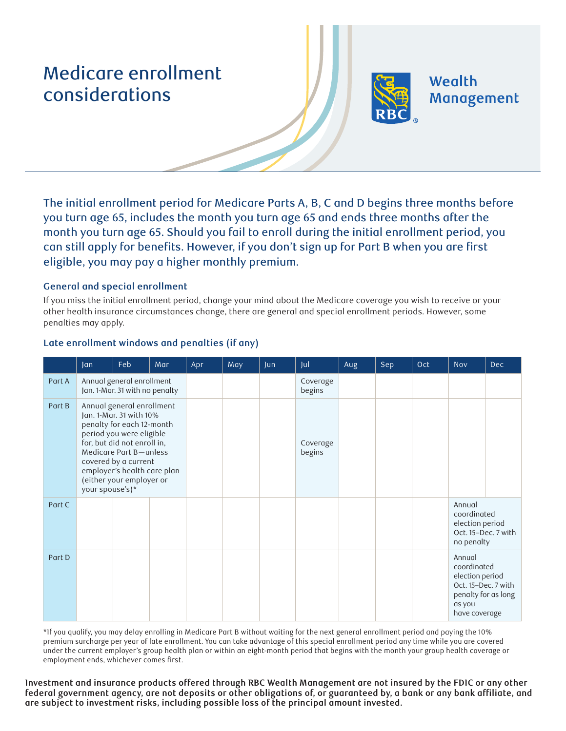# Medicare enrollment considerations

Wealth Management

The initial enrollment period for Medicare Parts A, B, C and D begins three months before you turn age 65, includes the month you turn age 65 and ends three months after the month you turn age 65. Should you fail to enroll during the initial enrollment period, you can still apply for benefits. However, if you don't sign up for Part B when you are first eligible, you may pay a higher monthly premium.

### General and special enrollment

If you miss the initial enrollment period, change your mind about the Medicare coverage you wish to receive or your other health insurance circumstances change, there are general and special enrollment periods. However, some penalties may apply.

### Late enrollment windows and penalties (if any)

| | Jan | Feb | Mar | Apr | May | Jun | Jul | Aug | Sep | Oct | Nov | Dec |
|---|---|---|---|---|---|---|---|---|---|---|---|---|
| Part A | Annual general enrollment Jan. 1-Mar. 31 with no penalty | | | | | | Coverage begins | | | | | |
| Part B | Annual general enrollment Jan. 1-Mar. 31 with 10% penalty for each 12-month period you were eligible for, but did not enroll in, Medicare Part B—unless covered by a current employer's health care plan (either your employer or your spouse's)* | | | | | | Coverage begins | | | | | |
| Part C | | | | | | | | | | | Annual coordinated election period Oct. 15–Dec. 7 with no penalty | |
| Part D | | | | | | | | | | | Annual coordinated election period Oct. 15–Dec. 7 with penalty for as long as you have coverage | |

*If you qualify, you may delay enrolling in Medicare Part B without waiting for the next general enrollment period and paying the 10% premium surcharge per year of late enrollment. You can take advantage of this special enrollment period any time while you are covered under the current employer's group health plan or within an eight-month period that begins with the month your group health coverage or employment ends, whichever comes first.

**Investment and insurance products offered through RBC Wealth Management are not insured by the FDIC or any other federal government agency, are not deposits or other obligations of, or guaranteed by, a bank or any bank affiliate, and are subject to investment risks, including possible loss of the principal amount invested.**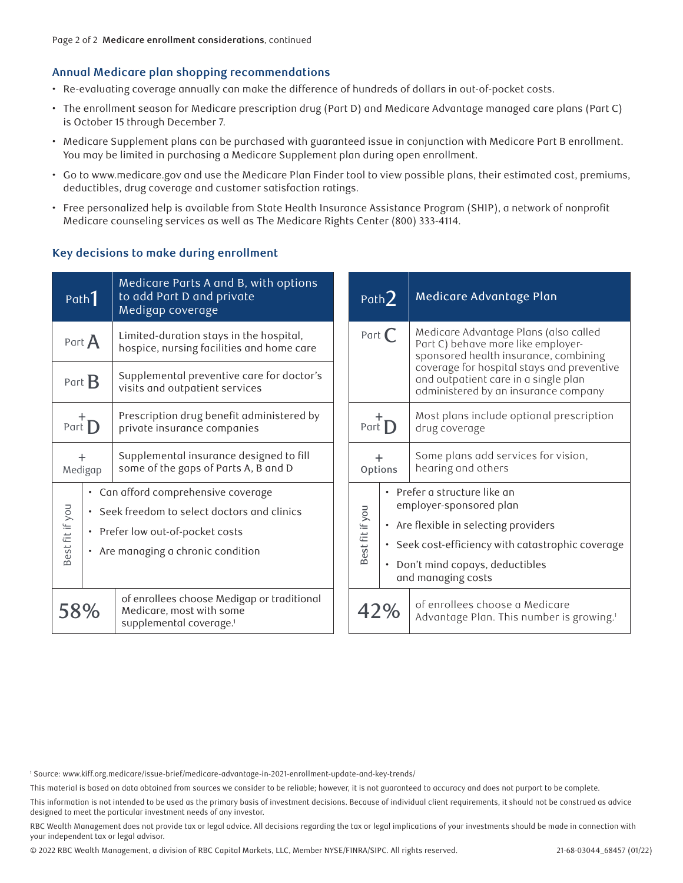## Annual Medicare plan shopping recommendations

- Re-evaluating coverage annually can make the difference of hundreds of dollars in out-of-pocket costs.
- The enrollment season for Medicare prescription drug (Part D) and Medicare Advantage managed care plans (Part C) is October 15 through December 7.
- Medicare Supplement plans can be purchased with guaranteed issue in conjunction with Medicare Part B enrollment. You may be limited in purchasing a Medicare Supplement plan during open enrollment.
- Go to www.medicare.gov and use the Medicare Plan Finder tool to view possible plans, their estimated cost, premiums, deductibles, drug coverage and customer satisfaction ratings.
- Free personalized help is available from State Health Insurance Assistance Program (SHIP), a network of nonprofit Medicare counseling services as well as The Medicare Rights Center (800) 333-4114.

## Key decisions to make during enrollment

| Path 1 | Medicare Parts A and B, with options to add Part D and private Medigap coverage |
|---|---|
| Part A | Limited-duration stays in the hospital, hospice, nursing facilities and home care |
| Part B | Supplemental preventive care for doctor's visits and outpatient services |
| + Part D | Prescription drug benefit administered by private insurance companies |
| + Medigap | Supplemental insurance designed to fill some of the gaps of Parts A, B and D |
| Best fit if you | • Can afford comprehensive coverage<br>• Seek freedom to select doctors and clinics<br>• Prefer low out-of-pocket costs<br>• Are managing a chronic condition |
| 58% | of enrollees choose Medigap or traditional Medicare, most with some supplemental coverage.[1] |

| Path 2 | Medicare Advantage Plan |
|---|---|
| Part C | Medicare Advantage Plans (also called Part C) behave more like employer-sponsored health insurance, combining coverage for hospital stays and preventive and outpatient care in a single plan administered by an insurance company |
| + Part D | Most plans include optional prescription drug coverage |
| + Options | Some plans add services for vision, hearing and others |
| Best fit if you | • Prefer a structure like an employer-sponsored plan<br>• Are flexible in selecting providers<br>• Seek cost-efficiency with catastrophic coverage<br>• Don't mind copays, deductibles and managing costs |
| 42% | of enrollees choose a Medicare Advantage Plan. This number is growing.[1] |

[1] Source: www.kiff.org.medicare/issue-brief/medicare-advantage-in-2021-enrollment-update-and-key-trends/

This material is based on data obtained from sources we consider to be reliable; however, it is not guaranteed to accuracy and does not purport to be complete.

This information is not intended to be used as the primary basis of investment decisions. Because of individual client requirements, it should not be construed as advice designed to meet the particular investment needs of any investor.

RBC Wealth Management does not provide tax or legal advice. All decisions regarding the tax or legal implications of your investments should be made in connection with your independent tax or legal advisor.

© 2022 RBC Wealth Management, a division of RBC Capital Markets, LLC, Member NYSE/FINRA/SIPC. All rights reserved.

21-68-03044_68457 (01/22)